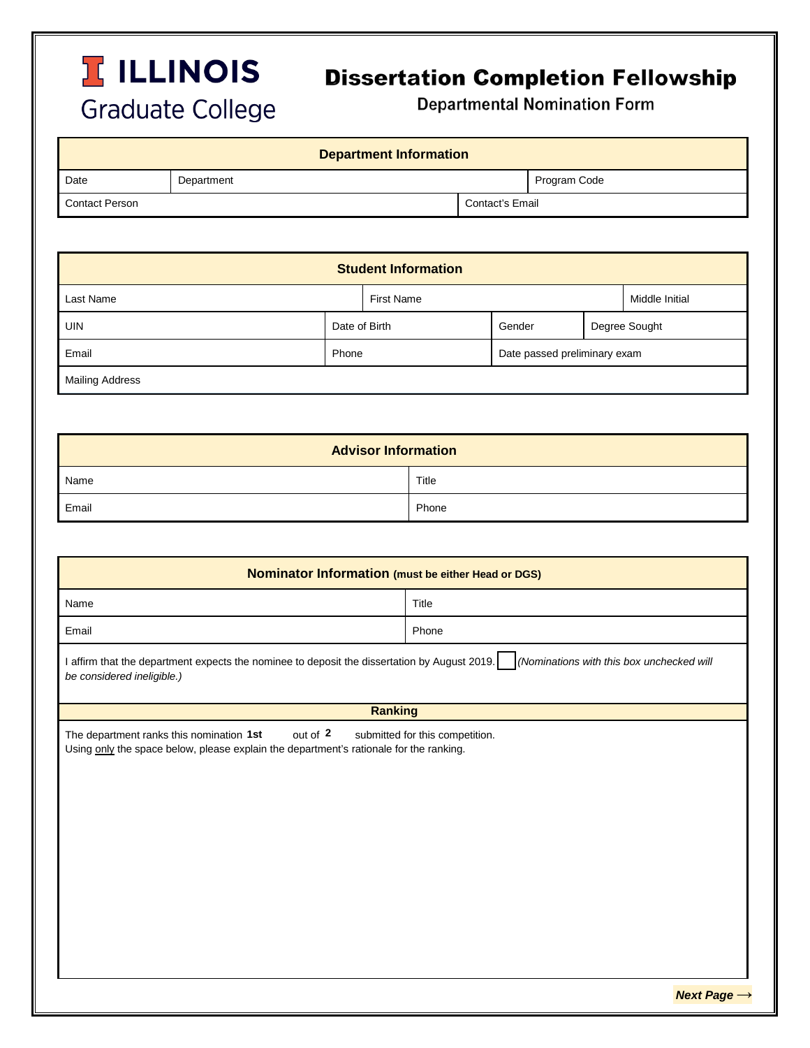# ILLINOIS Graduate College

# Dissertation Completion Fellowship

## Departmental Nomination Form

| Department Information | | | |
|---|---|---|---|
| Date | Department | | Program Code |
| Contact Person | | Contact's Email | |

| Student Information | | | | |
|---|---|---|---|---|
| Last Name | First Name | | | Middle Initial |
| UIN | Date of Birth | Gender | | Degree Sought |
| Email | Phone | Date passed preliminary exam | | |
| Mailing Address | | | | |

| Advisor Information | |
|---|---|
| Name | Title |
| Email | Phone |

| Nominator Information (must be either Head or DGS) | |
|---|---|
| Name | Title |
| Email | Phone |

I affirm that the department expects the nominee to deposit the dissertation by August 2019. ☐ *(Nominations with this box unchecked will be considered ineligible.)*

**Ranking**

The department ranks this nomination **1st** out of **2** submitted for this competition.
Using only the space below, please explain the department's rationale for the ranking.

***Next Page →***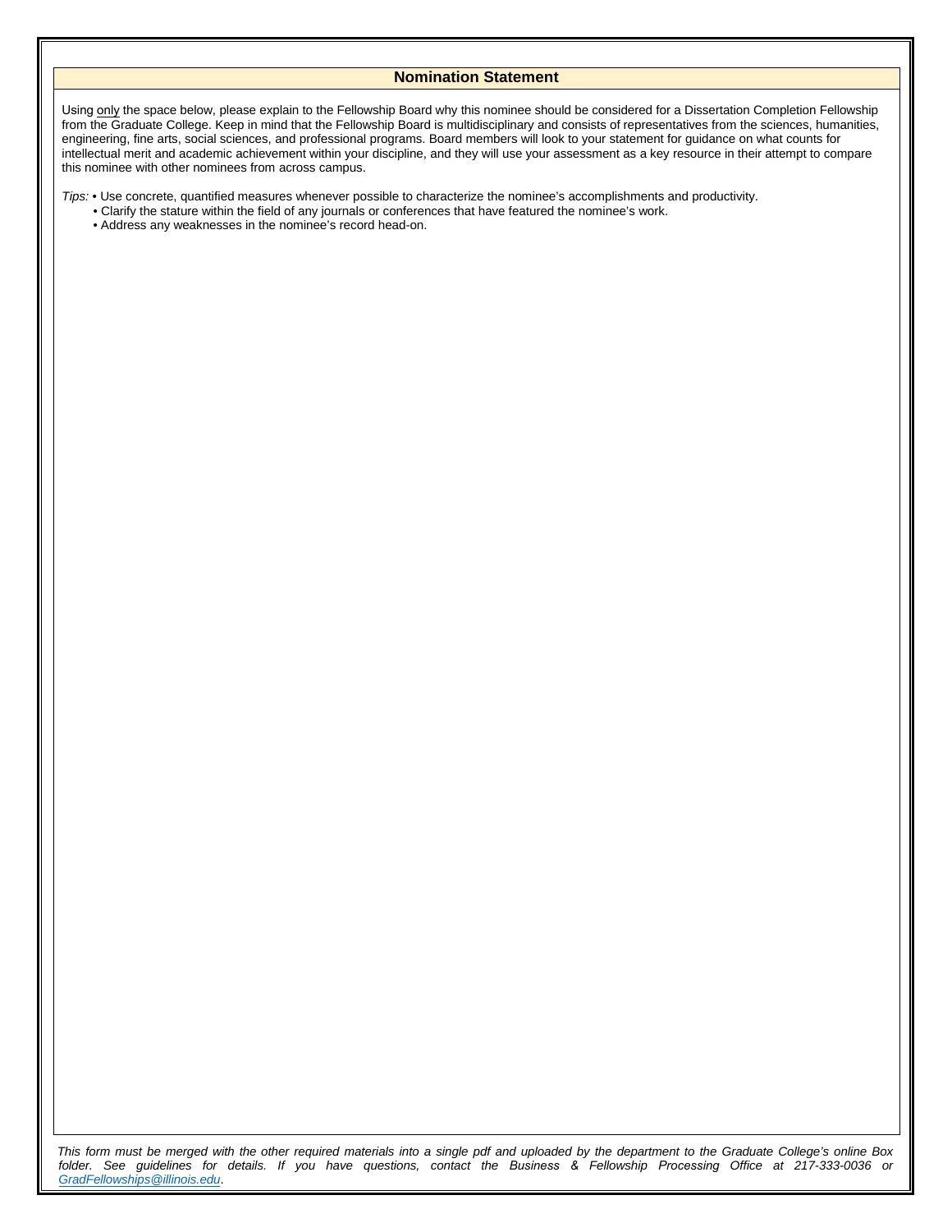## Nomination Statement

Using only the space below, please explain to the Fellowship Board why this nominee should be considered for a Dissertation Completion Fellowship from the Graduate College. Keep in mind that the Fellowship Board is multidisciplinary and consists of representatives from the sciences, humanities, engineering, fine arts, social sciences, and professional programs. Board members will look to your statement for guidance on what counts for intellectual merit and academic achievement within your discipline, and they will use your assessment as a key resource in their attempt to compare this nominee with other nominees from across campus.

*Tips:*
- Use concrete, quantified measures whenever possible to characterize the nominee's accomplishments and productivity.
- Clarify the stature within the field of any journals or conferences that have featured the nominee's work.
- Address any weaknesses in the nominee's record head-on.

*This form must be merged with the other required materials into a single pdf and uploaded by the department to the Graduate College's online Box folder. See guidelines for details. If you have questions, contact the Business & Fellowship Processing Office at 217-333-0036 or GradFellowships@illinois.edu.*